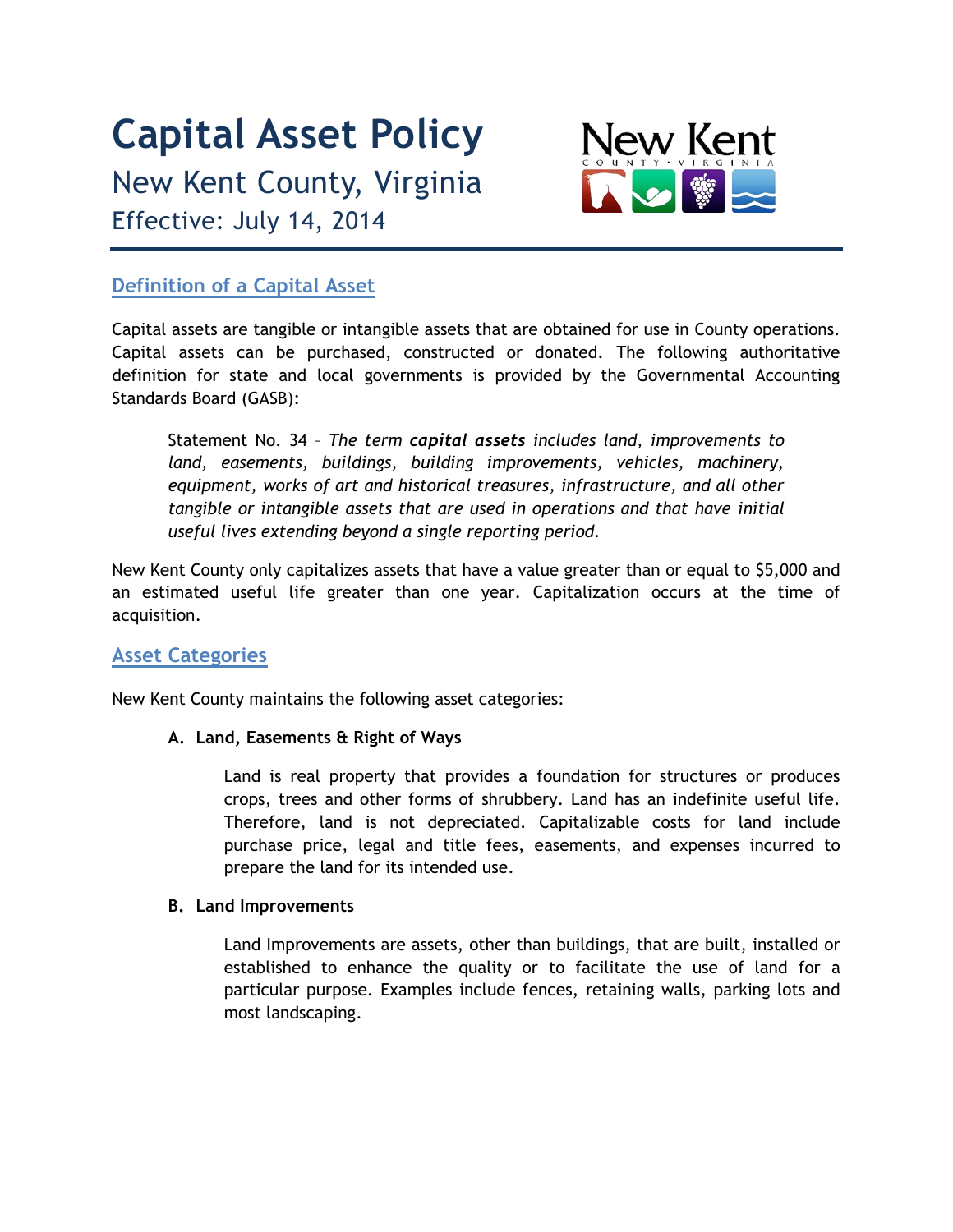# Capital Asset Policy

New Kent County, Virginia

Effective: July 14, 2014

## Definition of a Capital Asset

Capital assets are tangible or intangible assets that are obtained for use in County operations. Capital assets can be purchased, constructed or donated. The following authoritative definition for state and local governments is provided by the Governmental Accounting Standards Board (GASB):

> Statement No. 34 – *The term **capital assets** includes land, improvements to land, easements, buildings, building improvements, vehicles, machinery, equipment, works of art and historical treasures, infrastructure, and all other tangible or intangible assets that are used in operations and that have initial useful lives extending beyond a single reporting period.*

New Kent County only capitalizes assets that have a value greater than or equal to $5,000 and an estimated useful life greater than one year. Capitalization occurs at the time of acquisition.

## Asset Categories

New Kent County maintains the following asset categories:

**A. Land, Easements & Right of Ways**

Land is real property that provides a foundation for structures or produces crops, trees and other forms of shrubbery. Land has an indefinite useful life. Therefore, land is not depreciated. Capitalizable costs for land include purchase price, legal and title fees, easements, and expenses incurred to prepare the land for its intended use.

**B. Land Improvements**

Land Improvements are assets, other than buildings, that are built, installed or established to enhance the quality or to facilitate the use of land for a particular purpose. Examples include fences, retaining walls, parking lots and most landscaping.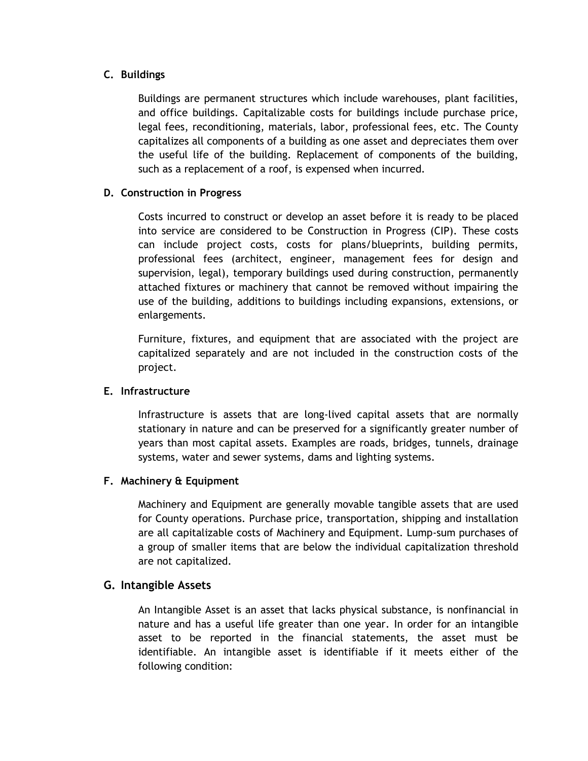### C. Buildings

Buildings are permanent structures which include warehouses, plant facilities, and office buildings. Capitalizable costs for buildings include purchase price, legal fees, reconditioning, materials, labor, professional fees, etc. The County capitalizes all components of a building as one asset and depreciates them over the useful life of the building. Replacement of components of the building, such as a replacement of a roof, is expensed when incurred.

### D. Construction in Progress

Costs incurred to construct or develop an asset before it is ready to be placed into service are considered to be Construction in Progress (CIP). These costs can include project costs, costs for plans/blueprints, building permits, professional fees (architect, engineer, management fees for design and supervision, legal), temporary buildings used during construction, permanently attached fixtures or machinery that cannot be removed without impairing the use of the building, additions to buildings including expansions, extensions, or enlargements.

Furniture, fixtures, and equipment that are associated with the project are capitalized separately and are not included in the construction costs of the project.

### E. Infrastructure

Infrastructure is assets that are long-lived capital assets that are normally stationary in nature and can be preserved for a significantly greater number of years than most capital assets. Examples are roads, bridges, tunnels, drainage systems, water and sewer systems, dams and lighting systems.

### F. Machinery & Equipment

Machinery and Equipment are generally movable tangible assets that are used for County operations. Purchase price, transportation, shipping and installation are all capitalizable costs of Machinery and Equipment. Lump-sum purchases of a group of smaller items that are below the individual capitalization threshold are not capitalized.

### G. Intangible Assets

An Intangible Asset is an asset that lacks physical substance, is nonfinancial in nature and has a useful life greater than one year. In order for an intangible asset to be reported in the financial statements, the asset must be identifiable. An intangible asset is identifiable if it meets either of the following condition: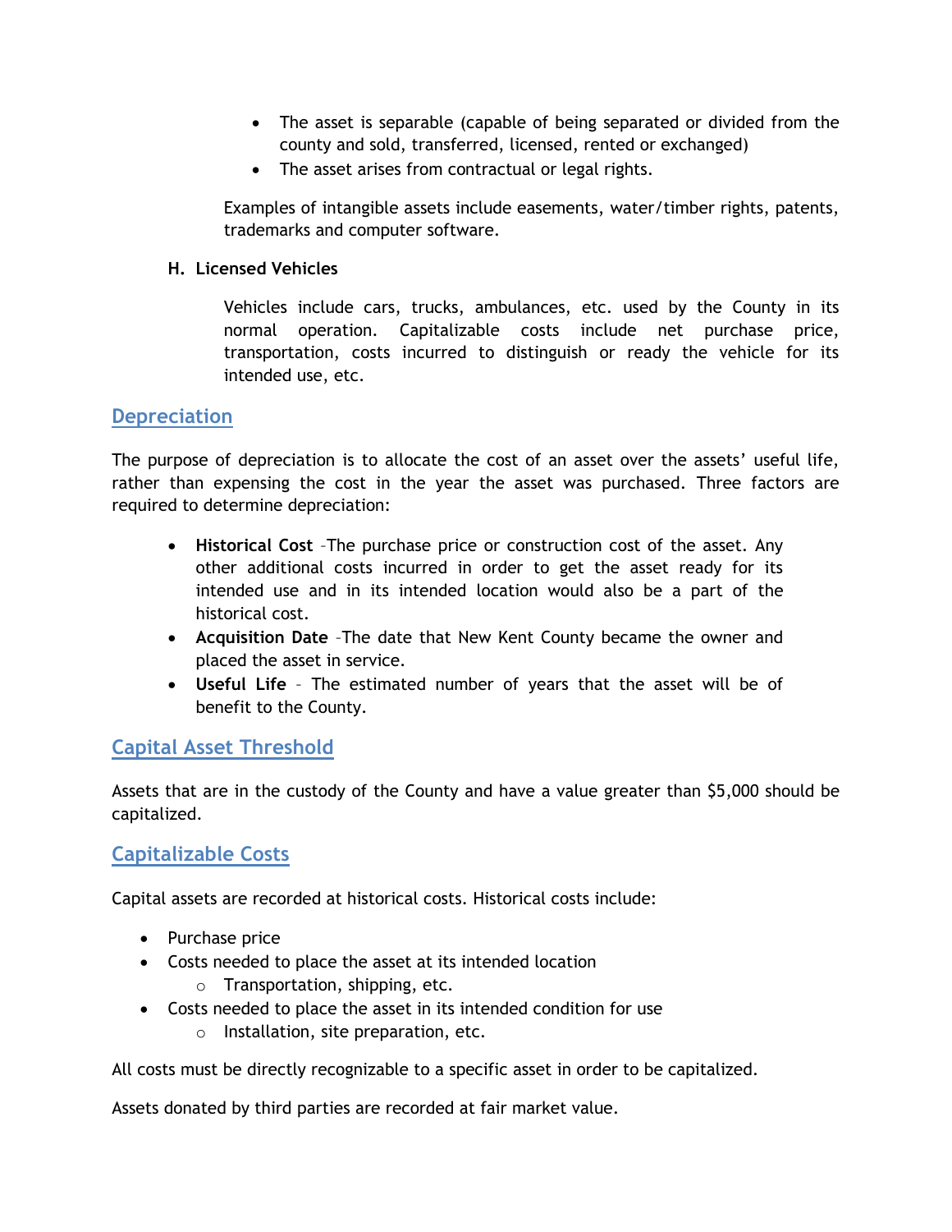- The asset is separable (capable of being separated or divided from the county and sold, transferred, licensed, rented or exchanged)
- The asset arises from contractual or legal rights.

Examples of intangible assets include easements, water/timber rights, patents, trademarks and computer software.

**H. Licensed Vehicles**

Vehicles include cars, trucks, ambulances, etc. used by the County in its normal operation. Capitalizable costs include net purchase price, transportation, costs incurred to distinguish or ready the vehicle for its intended use, etc.

## Depreciation

The purpose of depreciation is to allocate the cost of an asset over the assets' useful life, rather than expensing the cost in the year the asset was purchased. Three factors are required to determine depreciation:

- **Historical Cost** –The purchase price or construction cost of the asset. Any other additional costs incurred in order to get the asset ready for its intended use and in its intended location would also be a part of the historical cost.
- **Acquisition Date** –The date that New Kent County became the owner and placed the asset in service.
- **Useful Life** – The estimated number of years that the asset will be of benefit to the County.

## Capital Asset Threshold

Assets that are in the custody of the County and have a value greater than $5,000 should be capitalized.

## Capitalizable Costs

Capital assets are recorded at historical costs. Historical costs include:

- Purchase price
- Costs needed to place the asset at its intended location
  - Transportation, shipping, etc.
- Costs needed to place the asset in its intended condition for use
  - Installation, site preparation, etc.

All costs must be directly recognizable to a specific asset in order to be capitalized.

Assets donated by third parties are recorded at fair market value.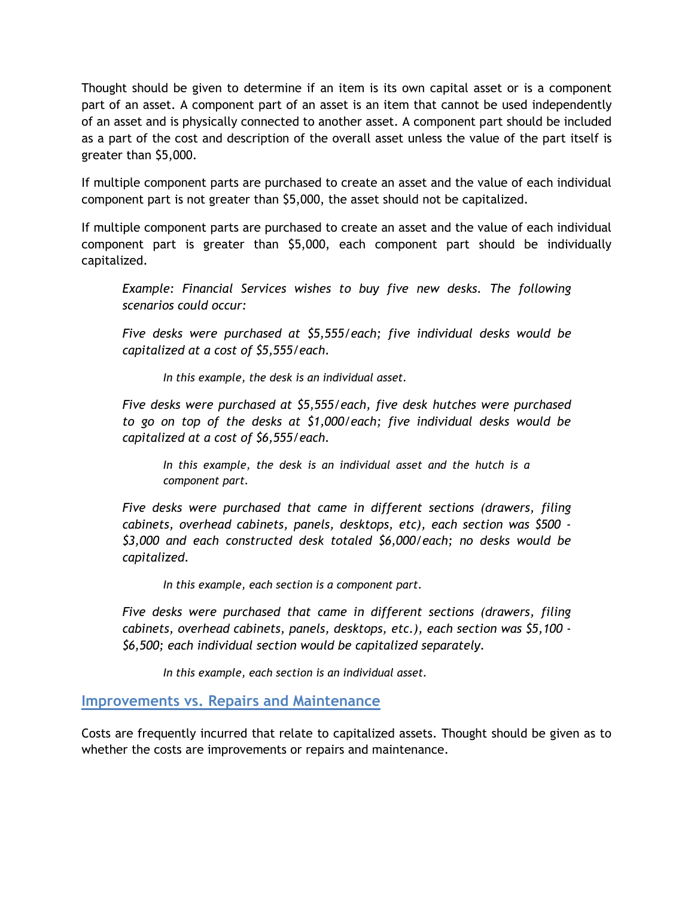Thought should be given to determine if an item is its own capital asset or is a component part of an asset. A component part of an asset is an item that cannot be used independently of an asset and is physically connected to another asset. A component part should be included as a part of the cost and description of the overall asset unless the value of the part itself is greater than $5,000.

If multiple component parts are purchased to create an asset and the value of each individual component part is not greater than $5,000, the asset should not be capitalized.

If multiple component parts are purchased to create an asset and the value of each individual component part is greater than $5,000, each component part should be individually capitalized.

> *Example: Financial Services wishes to buy five new desks. The following scenarios could occur:*
>
> *Five desks were purchased at $5,555/each; five individual desks would be capitalized at a cost of $5,555/each.*
>
> > *In this example, the desk is an individual asset.*
>
> *Five desks were purchased at $5,555/each, five desk hutches were purchased to go on top of the desks at $1,000/each; five individual desks would be capitalized at a cost of $6,555/each.*
>
> > *In this example, the desk is an individual asset and the hutch is a component part.*
>
> *Five desks were purchased that came in different sections (drawers, filing cabinets, overhead cabinets, panels, desktops, etc), each section was $500 - $3,000 and each constructed desk totaled $6,000/each; no desks would be capitalized.*
>
> > *In this example, each section is a component part.*
>
> *Five desks were purchased that came in different sections (drawers, filing cabinets, overhead cabinets, panels, desktops, etc.), each section was $5,100 - $6,500; each individual section would be capitalized separately.*
>
> > *In this example, each section is an individual asset.*

## Improvements vs. Repairs and Maintenance

Costs are frequently incurred that relate to capitalized assets. Thought should be given as to whether the costs are improvements or repairs and maintenance.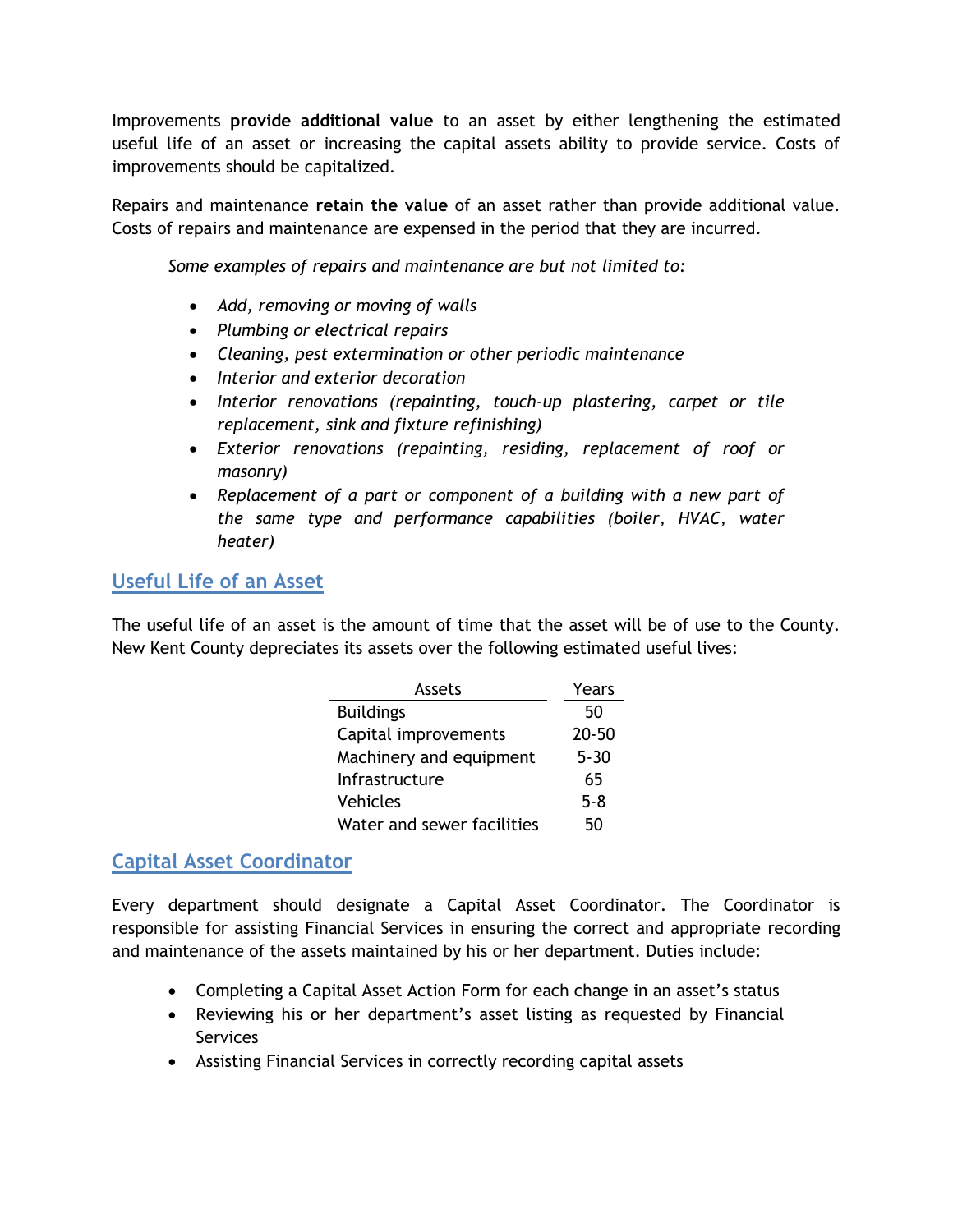Improvements **provide additional value** to an asset by either lengthening the estimated useful life of an asset or increasing the capital assets ability to provide service. Costs of improvements should be capitalized.

Repairs and maintenance **retain the value** of an asset rather than provide additional value. Costs of repairs and maintenance are expensed in the period that they are incurred.

*Some examples of repairs and maintenance are but not limited to:*

- *Add, removing or moving of walls*
- *Plumbing or electrical repairs*
- *Cleaning, pest extermination or other periodic maintenance*
- *Interior and exterior decoration*
- *Interior renovations (repainting, touch-up plastering, carpet or tile replacement, sink and fixture refinishing)*
- *Exterior renovations (repainting, residing, replacement of roof or masonry)*
- *Replacement of a part or component of a building with a new part of the same type and performance capabilities (boiler, HVAC, water heater)*

## Useful Life of an Asset

The useful life of an asset is the amount of time that the asset will be of use to the County. New Kent County depreciates its assets over the following estimated useful lives:

| Assets | Years |
|---|---|
| Buildings | 50 |
| Capital improvements | 20-50 |
| Machinery and equipment | 5-30 |
| Infrastructure | 65 |
| Vehicles | 5-8 |
| Water and sewer facilities | 50 |

## Capital Asset Coordinator

Every department should designate a Capital Asset Coordinator. The Coordinator is responsible for assisting Financial Services in ensuring the correct and appropriate recording and maintenance of the assets maintained by his or her department. Duties include:

- Completing a Capital Asset Action Form for each change in an asset's status
- Reviewing his or her department's asset listing as requested by Financial Services
- Assisting Financial Services in correctly recording capital assets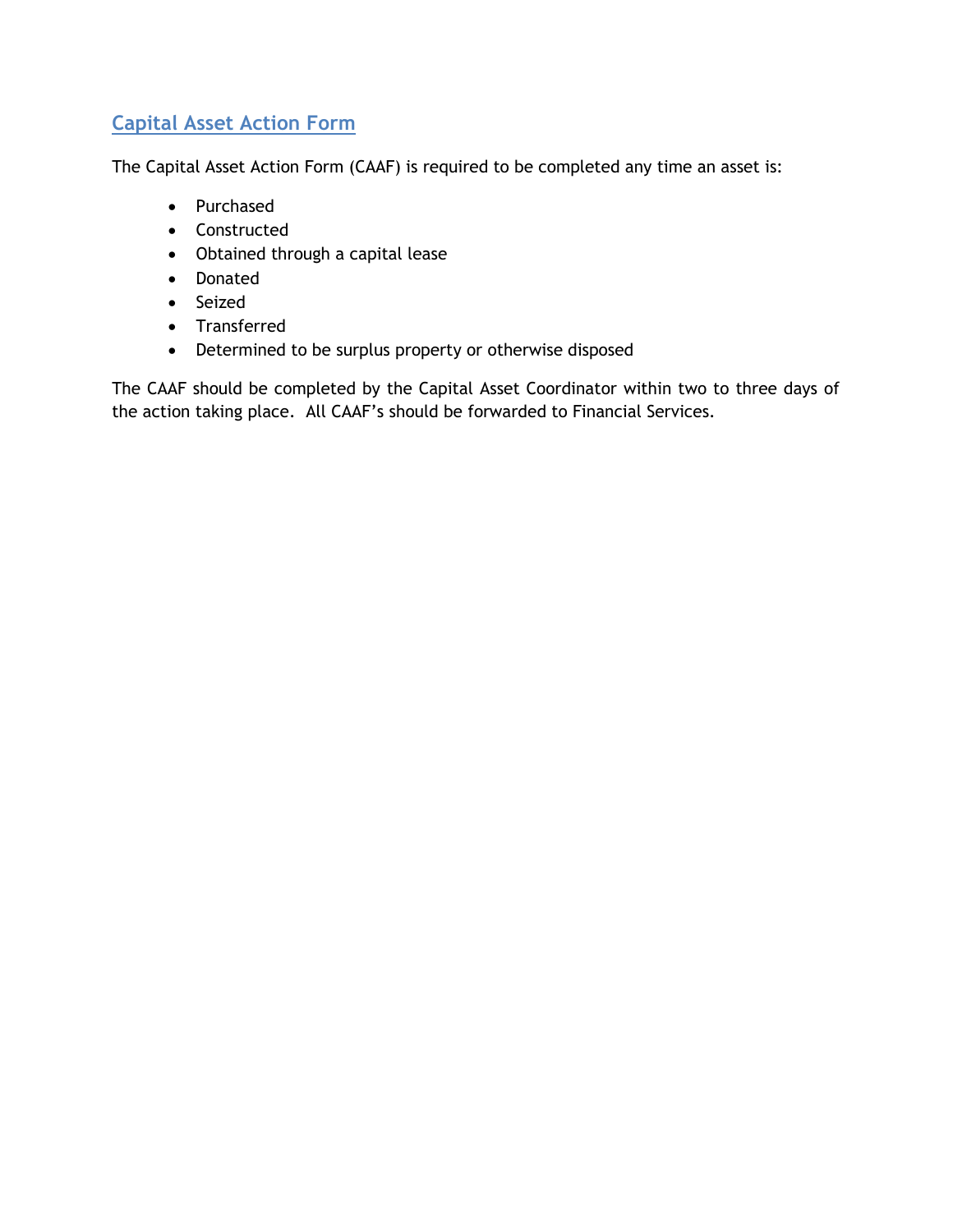## Capital Asset Action Form

The Capital Asset Action Form (CAAF) is required to be completed any time an asset is:

- Purchased
- Constructed
- Obtained through a capital lease
- Donated
- Seized
- Transferred
- Determined to be surplus property or otherwise disposed

The CAAF should be completed by the Capital Asset Coordinator within two to three days of the action taking place. All CAAF's should be forwarded to Financial Services.